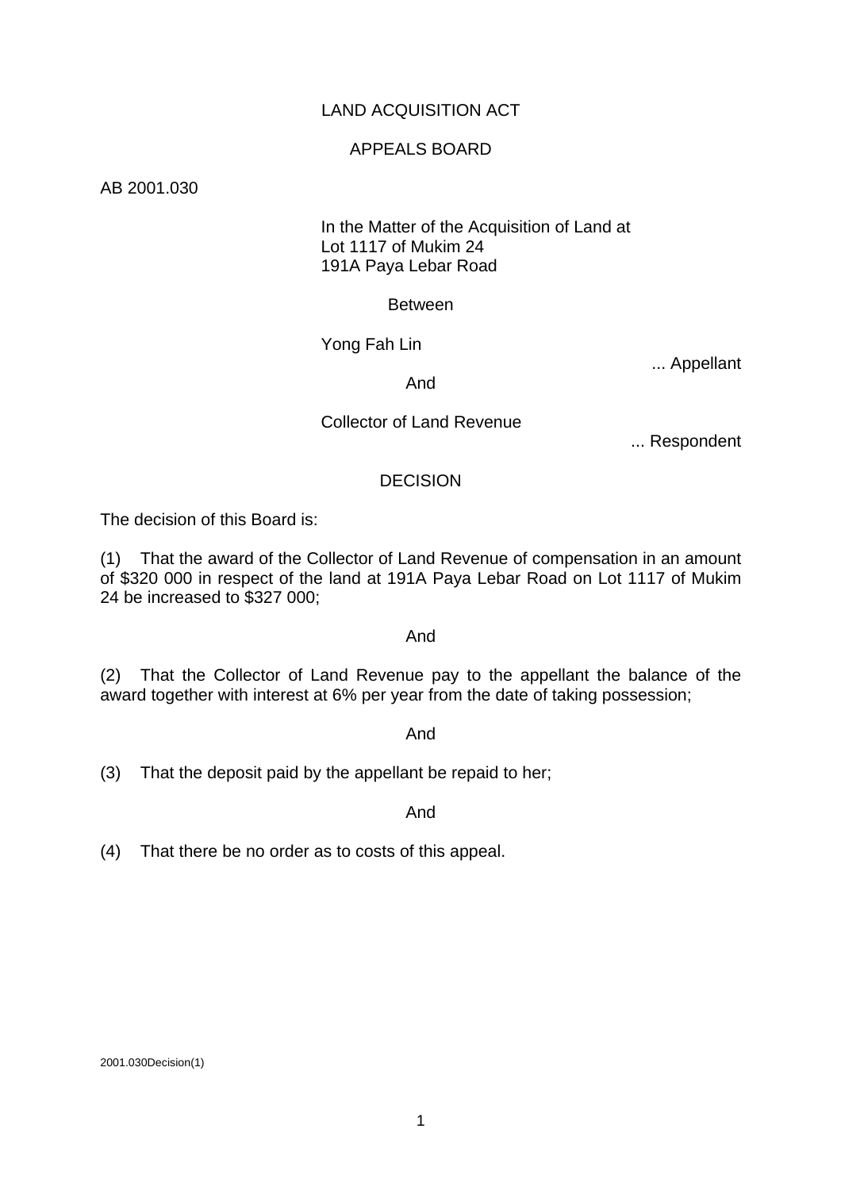LAND ACQUISITION ACT

APPEALS BOARD

AB 2001.030

In the Matter of the Acquisition of Land at
Lot 1117 of Mukim 24
191A Paya Lebar Road

Between

Yong Fah Lin

... Appellant

And

Collector of Land Revenue

... Respondent

DECISION

The decision of this Board is:

(1) That the award of the Collector of Land Revenue of compensation in an amount of $320 000 in respect of the land at 191A Paya Lebar Road on Lot 1117 of Mukim 24 be increased to $327 000;

And

(2) That the Collector of Land Revenue pay to the appellant the balance of the award together with interest at 6% per year from the date of taking possession;

And

(3) That the deposit paid by the appellant be repaid to her;

And

(4) That there be no order as to costs of this appeal.

2001.030Decision(1)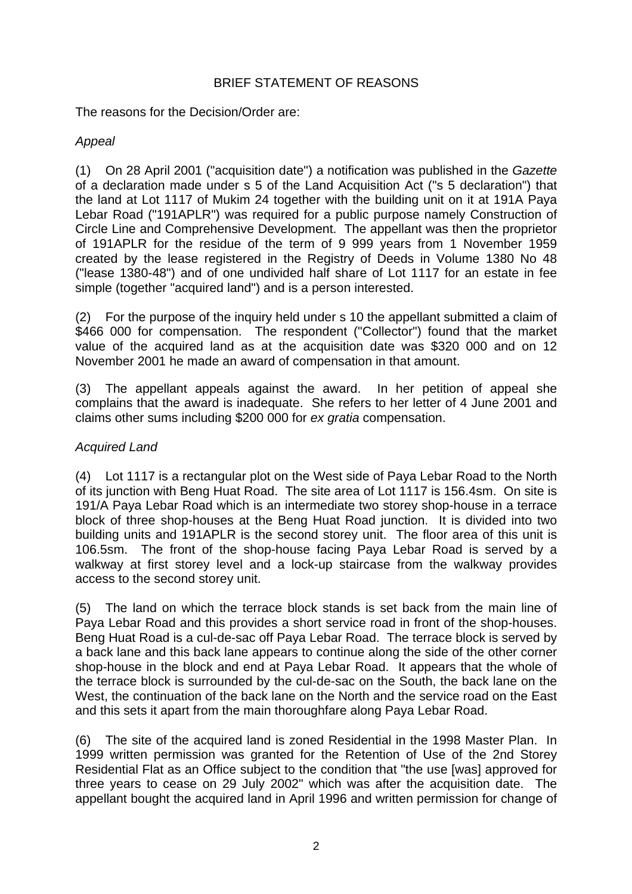## BRIEF STATEMENT OF REASONS

The reasons for the Decision/Order are:

*Appeal*

(1) On 28 April 2001 ("acquisition date") a notification was published in the *Gazette* of a declaration made under s 5 of the Land Acquisition Act ("s 5 declaration") that the land at Lot 1117 of Mukim 24 together with the building unit on it at 191A Paya Lebar Road ("191APLR") was required for a public purpose namely Construction of Circle Line and Comprehensive Development. The appellant was then the proprietor of 191APLR for the residue of the term of 9 999 years from 1 November 1959 created by the lease registered in the Registry of Deeds in Volume 1380 No 48 ("lease 1380-48") and of one undivided half share of Lot 1117 for an estate in fee simple (together "acquired land") and is a person interested.

(2) For the purpose of the inquiry held under s 10 the appellant submitted a claim of $466 000 for compensation. The respondent ("Collector") found that the market value of the acquired land as at the acquisition date was $320 000 and on 12 November 2001 he made an award of compensation in that amount.

(3) The appellant appeals against the award. In her petition of appeal she complains that the award is inadequate. She refers to her letter of 4 June 2001 and claims other sums including $200 000 for *ex gratia* compensation.

*Acquired Land*

(4) Lot 1117 is a rectangular plot on the West side of Paya Lebar Road to the North of its junction with Beng Huat Road. The site area of Lot 1117 is 156.4sm. On site is 191/A Paya Lebar Road which is an intermediate two storey shop-house in a terrace block of three shop-houses at the Beng Huat Road junction. It is divided into two building units and 191APLR is the second storey unit. The floor area of this unit is 106.5sm. The front of the shop-house facing Paya Lebar Road is served by a walkway at first storey level and a lock-up staircase from the walkway provides access to the second storey unit.

(5) The land on which the terrace block stands is set back from the main line of Paya Lebar Road and this provides a short service road in front of the shop-houses. Beng Huat Road is a cul-de-sac off Paya Lebar Road. The terrace block is served by a back lane and this back lane appears to continue along the side of the other corner shop-house in the block and end at Paya Lebar Road. It appears that the whole of the terrace block is surrounded by the cul-de-sac on the South, the back lane on the West, the continuation of the back lane on the North and the service road on the East and this sets it apart from the main thoroughfare along Paya Lebar Road.

(6) The site of the acquired land is zoned Residential in the 1998 Master Plan. In 1999 written permission was granted for the Retention of Use of the 2nd Storey Residential Flat as an Office subject to the condition that "the use [was] approved for three years to cease on 29 July 2002" which was after the acquisition date. The appellant bought the acquired land in April 1996 and written permission for change of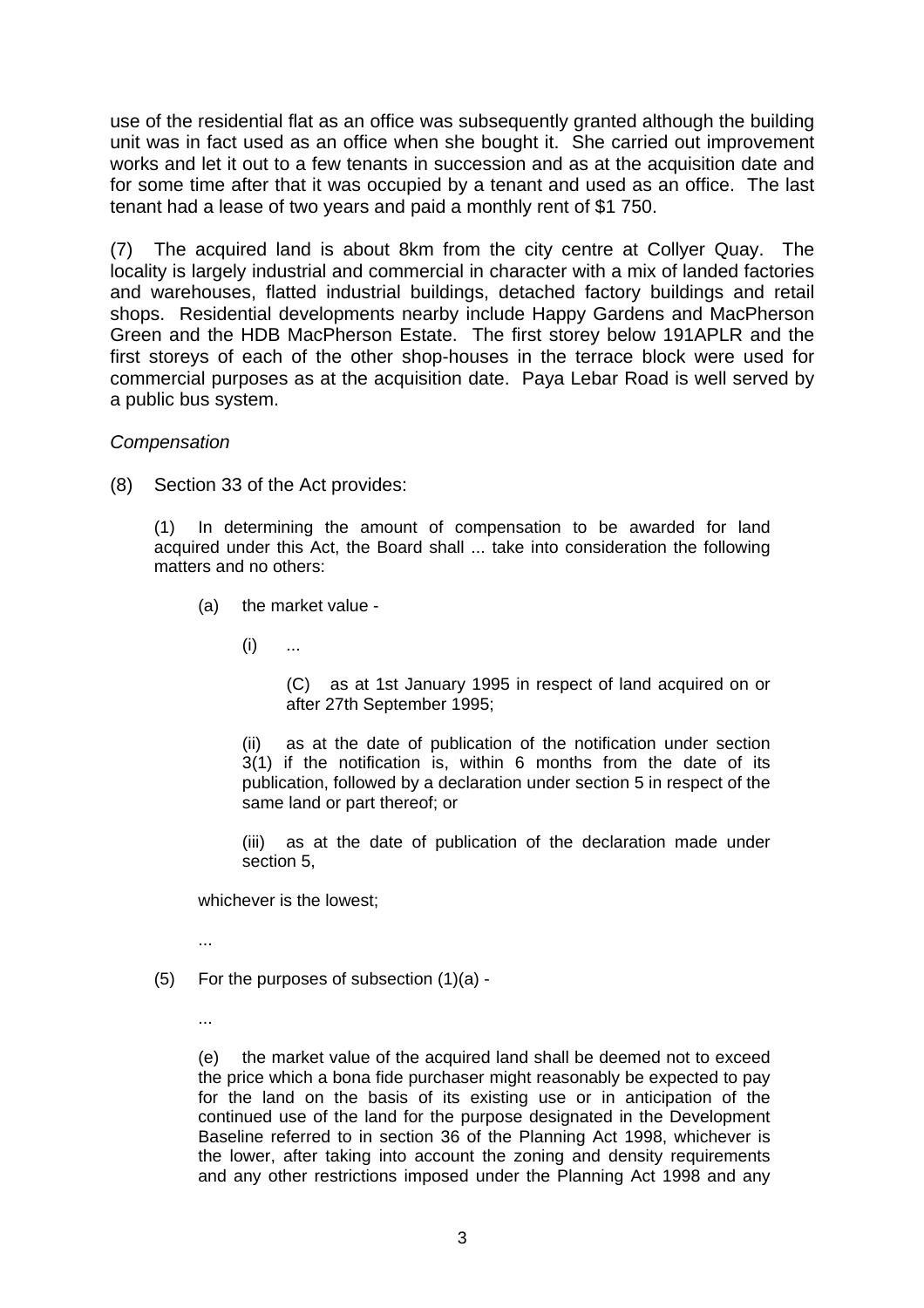use of the residential flat as an office was subsequently granted although the building unit was in fact used as an office when she bought it. She carried out improvement works and let it out to a few tenants in succession and as at the acquisition date and for some time after that it was occupied by a tenant and used as an office. The last tenant had a lease of two years and paid a monthly rent of $1 750.

(7) The acquired land is about 8km from the city centre at Collyer Quay. The locality is largely industrial and commercial in character with a mix of landed factories and warehouses, flatted industrial buildings, detached factory buildings and retail shops. Residential developments nearby include Happy Gardens and MacPherson Green and the HDB MacPherson Estate. The first storey below 191APLR and the first storeys of each of the other shop-houses in the terrace block were used for commercial purposes as at the acquisition date. Paya Lebar Road is well served by a public bus system.

*Compensation*

(8) Section 33 of the Act provides:

> (1) In determining the amount of compensation to be awarded for land acquired under this Act, the Board shall ... take into consideration the following matters and no others:
>
> (a) the market value -
>
> (i) ...
>
> (C) as at 1st January 1995 in respect of land acquired on or after 27th September 1995;
>
> (ii) as at the date of publication of the notification under section 3(1) if the notification is, within 6 months from the date of its publication, followed by a declaration under section 5 in respect of the same land or part thereof; or
>
> (iii) as at the date of publication of the declaration made under section 5,
>
> whichever is the lowest;
>
> ...
>
> (5) For the purposes of subsection (1)(a) -
>
> ...
>
> (e) the market value of the acquired land shall be deemed not to exceed the price which a bona fide purchaser might reasonably be expected to pay for the land on the basis of its existing use or in anticipation of the continued use of the land for the purpose designated in the Development Baseline referred to in section 36 of the Planning Act 1998, whichever is the lower, after taking into account the zoning and density requirements and any other restrictions imposed under the Planning Act 1998 and any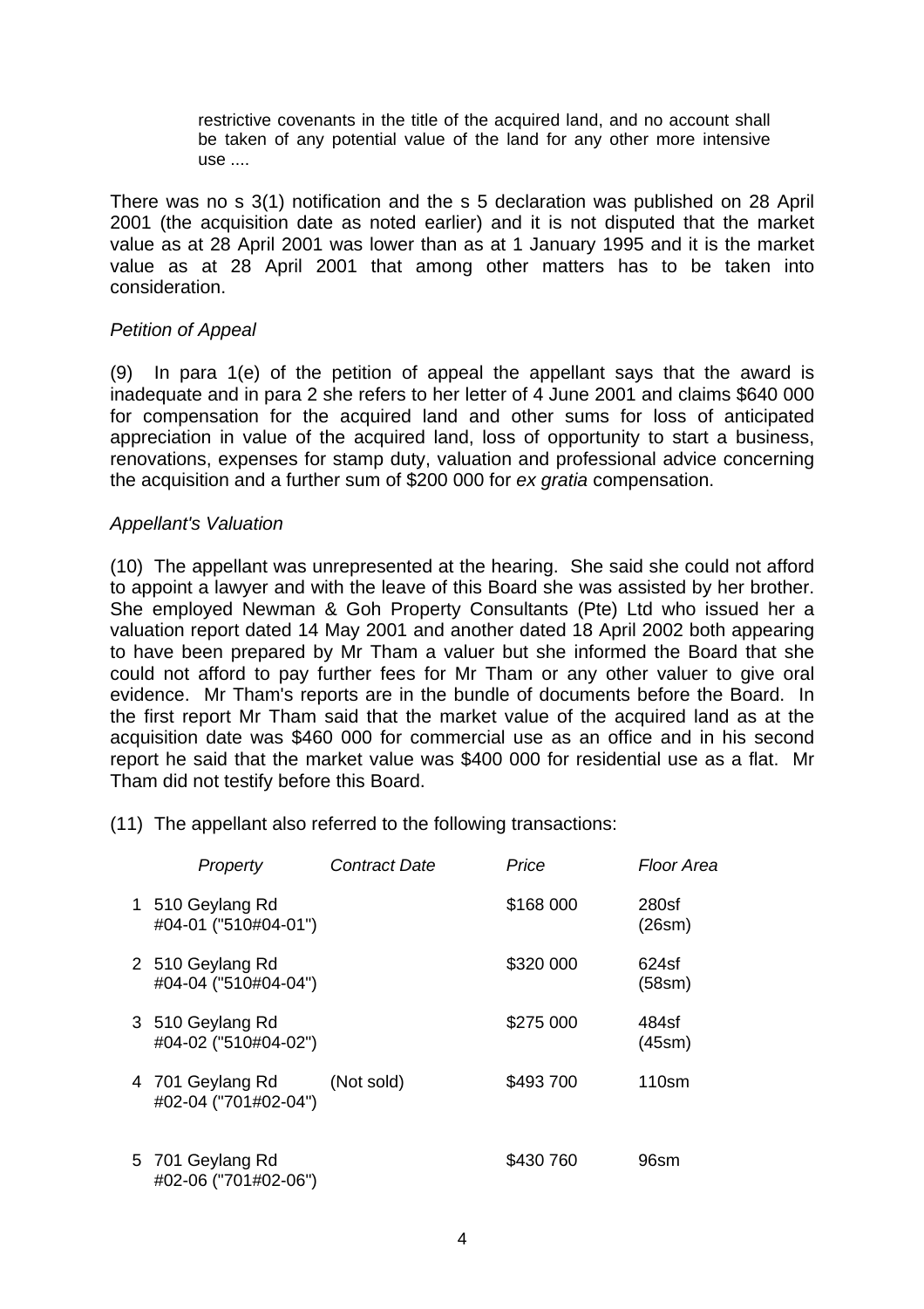restrictive covenants in the title of the acquired land, and no account shall be taken of any potential value of the land for any other more intensive use ....

There was no s 3(1) notification and the s 5 declaration was published on 28 April 2001 (the acquisition date as noted earlier) and it is not disputed that the market value as at 28 April 2001 was lower than as at 1 January 1995 and it is the market value as at 28 April 2001 that among other matters has to be taken into consideration.

*Petition of Appeal*

(9) In para 1(e) of the petition of appeal the appellant says that the award is inadequate and in para 2 she refers to her letter of 4 June 2001 and claims $640 000 for compensation for the acquired land and other sums for loss of anticipated appreciation in value of the acquired land, loss of opportunity to start a business, renovations, expenses for stamp duty, valuation and professional advice concerning the acquisition and a further sum of $200 000 for *ex gratia* compensation.

*Appellant's Valuation*

(10) The appellant was unrepresented at the hearing. She said she could not afford to appoint a lawyer and with the leave of this Board she was assisted by her brother. She employed Newman & Goh Property Consultants (Pte) Ltd who issued her a valuation report dated 14 May 2001 and another dated 18 April 2002 both appearing to have been prepared by Mr Tham a valuer but she informed the Board that she could not afford to pay further fees for Mr Tham or any other valuer to give oral evidence. Mr Tham's reports are in the bundle of documents before the Board. In the first report Mr Tham said that the market value of the acquired land as at the acquisition date was $460 000 for commercial use as an office and in his second report he said that the market value was $400 000 for residential use as a flat. Mr Tham did not testify before this Board.

(11) The appellant also referred to the following transactions:

| | *Property* | *Contract Date* | *Price* | *Floor Area* |
|---|---|---|---|---|
| 1 | 510 Geylang Rd #04-01 ("510#04-01") | | $168 000 | 280sf (26sm) |
| 2 | 510 Geylang Rd #04-04 ("510#04-04") | | $320 000 | 624sf (58sm) |
| 3 | 510 Geylang Rd #04-02 ("510#04-02") | | $275 000 | 484sf (45sm) |
| 4 | 701 Geylang Rd #02-04 ("701#02-04") | (Not sold) | $493 700 | 110sm |
| 5 | 701 Geylang Rd #02-06 ("701#02-06") | | $430 760 | 96sm |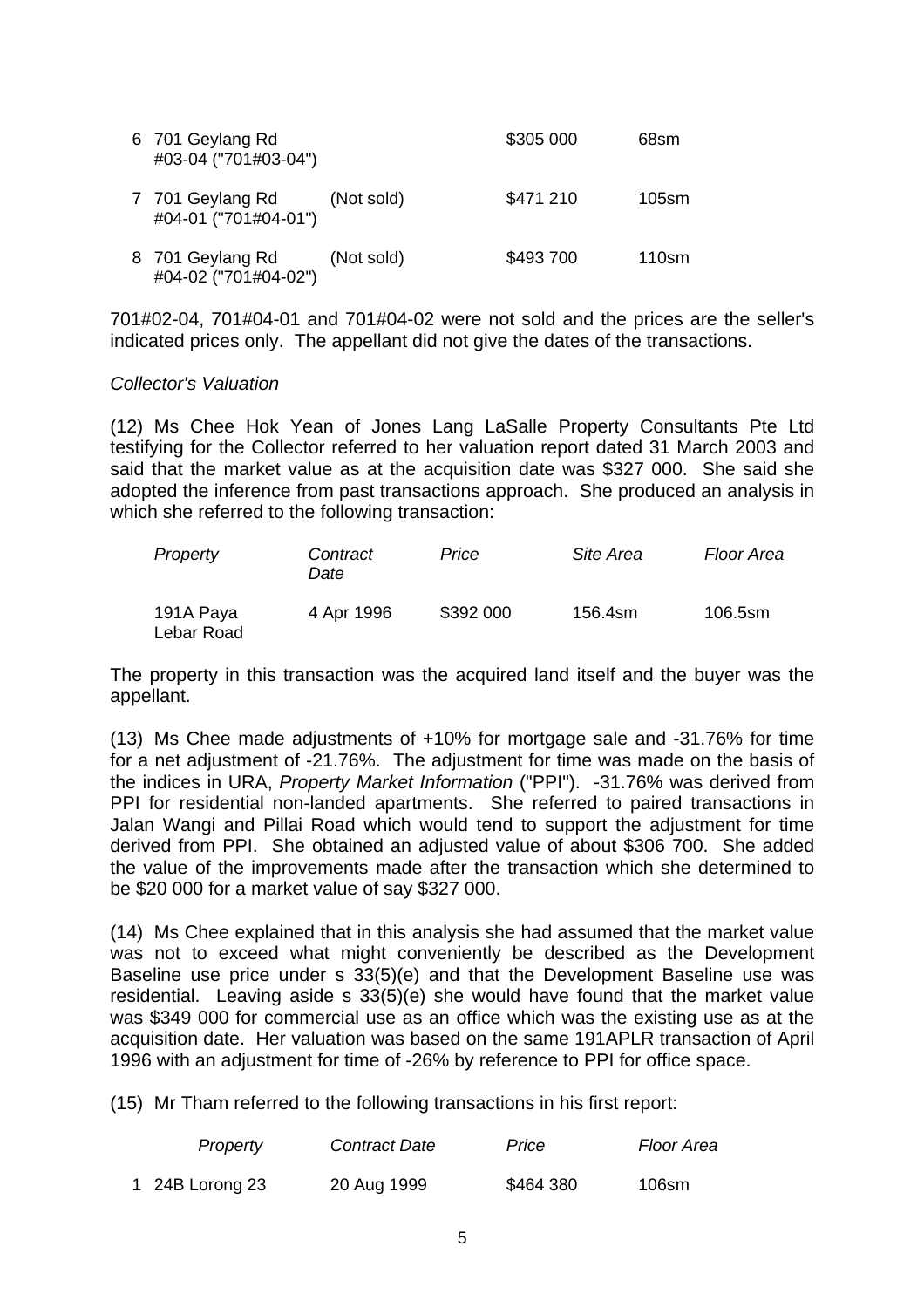| | Property | | Price | Floor Area |
|---|---|---|---|---|
| 6 | 701 Geylang Rd #03-04 ("701#03-04") | | \$305 000 | 68sm |
| 7 | 701 Geylang Rd #04-01 ("701#04-01") | (Not sold) | \$471 210 | 105sm |
| 8 | 701 Geylang Rd #04-02 ("701#04-02") | (Not sold) | \$493 700 | 110sm |

701#02-04, 701#04-01 and 701#04-02 were not sold and the prices are the seller's indicated prices only. The appellant did not give the dates of the transactions.

*Collector's Valuation*

(12) Ms Chee Hok Yean of Jones Lang LaSalle Property Consultants Pte Ltd testifying for the Collector referred to her valuation report dated 31 March 2003 and said that the market value as at the acquisition date was \$327 000. She said she adopted the inference from past transactions approach. She produced an analysis in which she referred to the following transaction:

| *Property* | *Contract Date* | *Price* | *Site Area* | *Floor Area* |
|---|---|---|---|---|
| 191A Paya Lebar Road | 4 Apr 1996 | \$392 000 | 156.4sm | 106.5sm |

The property in this transaction was the acquired land itself and the buyer was the appellant.

(13) Ms Chee made adjustments of +10% for mortgage sale and -31.76% for time for a net adjustment of -21.76%. The adjustment for time was made on the basis of the indices in URA, *Property Market Information* ("PPI"). -31.76% was derived from PPI for residential non-landed apartments. She referred to paired transactions in Jalan Wangi and Pillai Road which would tend to support the adjustment for time derived from PPI. She obtained an adjusted value of about \$306 700. She added the value of the improvements made after the transaction which she determined to be \$20 000 for a market value of say \$327 000.

(14) Ms Chee explained that in this analysis she had assumed that the market value was not to exceed what might conveniently be described as the Development Baseline use price under s 33(5)(e) and that the Development Baseline use was residential. Leaving aside s 33(5)(e) she would have found that the market value was \$349 000 for commercial use as an office which was the existing use as at the acquisition date. Her valuation was based on the same 191APLR transaction of April 1996 with an adjustment for time of -26% by reference to PPI for office space.

(15) Mr Tham referred to the following transactions in his first report:

| | *Property* | *Contract Date* | *Price* | *Floor Area* |
|---|---|---|---|---|
| 1 | 24B Lorong 23 | 20 Aug 1999 | \$464 380 | 106sm |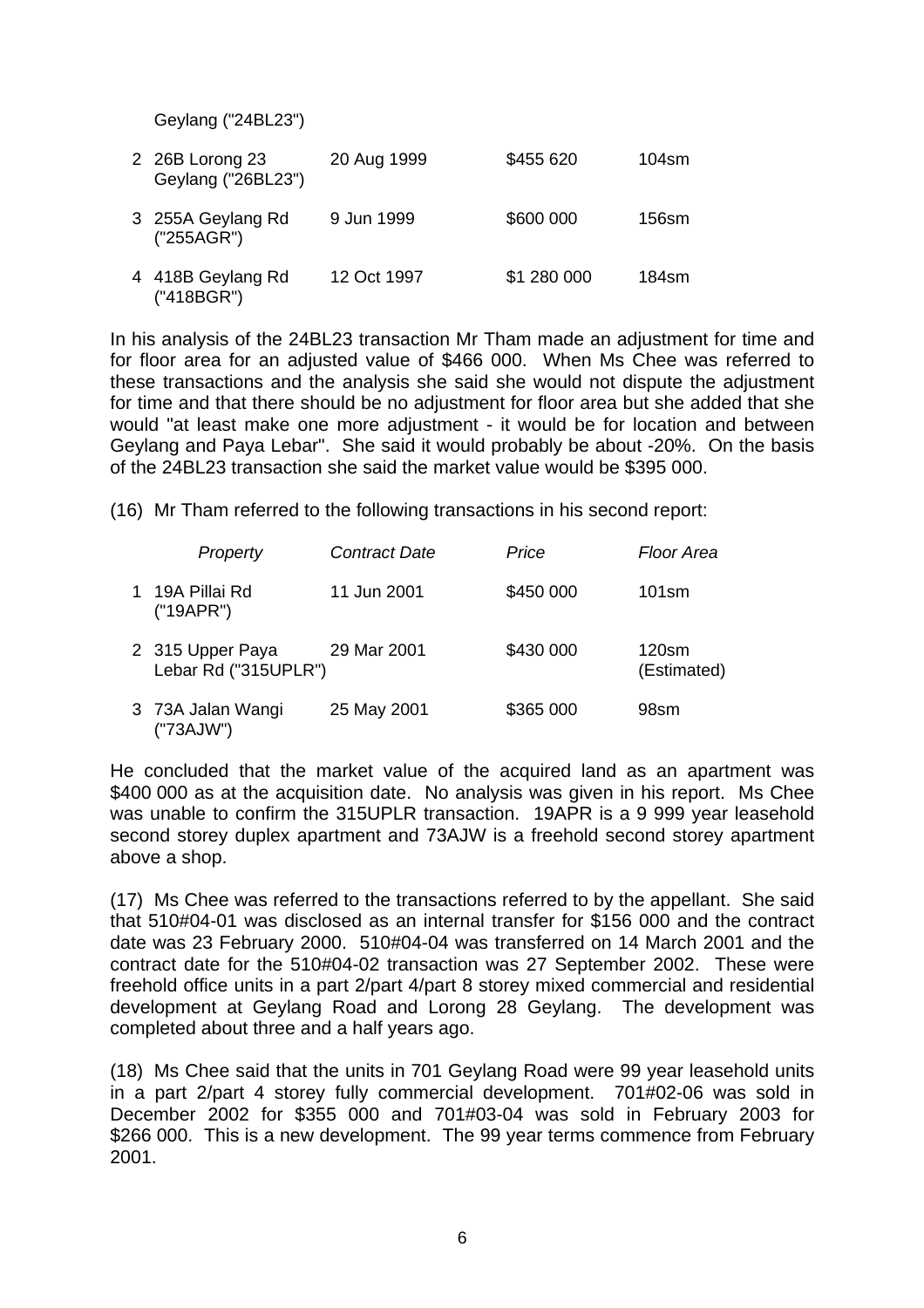| | Property | Contract Date | Price | Floor Area |
|---|---|---|---|---|
| | Geylang ("24BL23") | | | |
| 2 | 26B Lorong 23 Geylang ("26BL23") | 20 Aug 1999 | $455 620 | 104sm |
| 3 | 255A Geylang Rd ("255AGR") | 9 Jun 1999 | $600 000 | 156sm |
| 4 | 418B Geylang Rd ("418BGR") | 12 Oct 1997 | $1 280 000 | 184sm |

In his analysis of the 24BL23 transaction Mr Tham made an adjustment for time and for floor area for an adjusted value of $466 000. When Ms Chee was referred to these transactions and the analysis she said she would not dispute the adjustment for time and that there should be no adjustment for floor area but she added that she would "at least make one more adjustment - it would be for location and between Geylang and Paya Lebar". She said it would probably be about -20%. On the basis of the 24BL23 transaction she said the market value would be $395 000.

(16) Mr Tham referred to the following transactions in his second report:

| | *Property* | *Contract Date* | *Price* | *Floor Area* |
|---|---|---|---|---|
| 1 | 19A Pillai Rd ("19APR") | 11 Jun 2001 | $450 000 | 101sm |
| 2 | 315 Upper Paya Lebar Rd ("315UPLR") | 29 Mar 2001 | $430 000 | 120sm (Estimated) |
| 3 | 73A Jalan Wangi ("73AJW") | 25 May 2001 | $365 000 | 98sm |

He concluded that the market value of the acquired land as an apartment was $400 000 as at the acquisition date. No analysis was given in his report. Ms Chee was unable to confirm the 315UPLR transaction. 19APR is a 9 999 year leasehold second storey duplex apartment and 73AJW is a freehold second storey apartment above a shop.

(17) Ms Chee was referred to the transactions referred to by the appellant. She said that 510#04-01 was disclosed as an internal transfer for $156 000 and the contract date was 23 February 2000. 510#04-04 was transferred on 14 March 2001 and the contract date for the 510#04-02 transaction was 27 September 2002. These were freehold office units in a part 2/part 4/part 8 storey mixed commercial and residential development at Geylang Road and Lorong 28 Geylang. The development was completed about three and a half years ago.

(18) Ms Chee said that the units in 701 Geylang Road were 99 year leasehold units in a part 2/part 4 storey fully commercial development. 701#02-06 was sold in December 2002 for $355 000 and 701#03-04 was sold in February 2003 for $266 000. This is a new development. The 99 year terms commence from February 2001.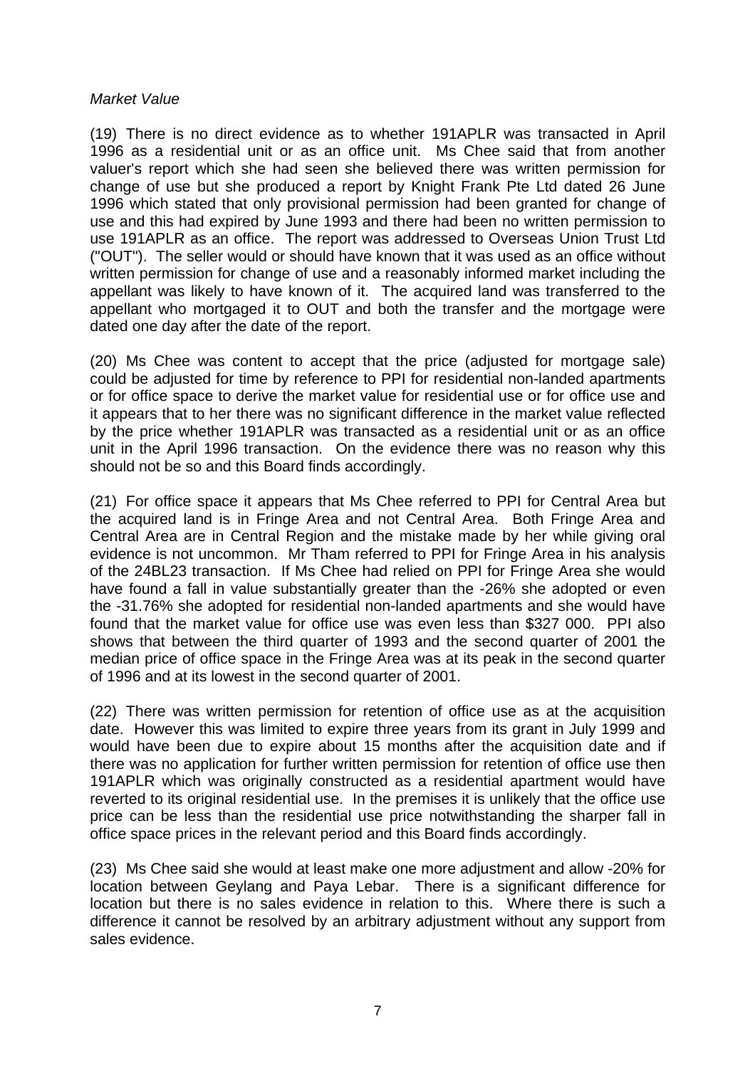*Market Value*

(19) There is no direct evidence as to whether 191APLR was transacted in April 1996 as a residential unit or as an office unit. Ms Chee said that from another valuer's report which she had seen she believed there was written permission for change of use but she produced a report by Knight Frank Pte Ltd dated 26 June 1996 which stated that only provisional permission had been granted for change of use and this had expired by June 1993 and there had been no written permission to use 191APLR as an office. The report was addressed to Overseas Union Trust Ltd ("OUT"). The seller would or should have known that it was used as an office without written permission for change of use and a reasonably informed market including the appellant was likely to have known of it. The acquired land was transferred to the appellant who mortgaged it to OUT and both the transfer and the mortgage were dated one day after the date of the report.

(20) Ms Chee was content to accept that the price (adjusted for mortgage sale) could be adjusted for time by reference to PPI for residential non-landed apartments or for office space to derive the market value for residential use or for office use and it appears that to her there was no significant difference in the market value reflected by the price whether 191APLR was transacted as a residential unit or as an office unit in the April 1996 transaction. On the evidence there was no reason why this should not be so and this Board finds accordingly.

(21) For office space it appears that Ms Chee referred to PPI for Central Area but the acquired land is in Fringe Area and not Central Area. Both Fringe Area and Central Area are in Central Region and the mistake made by her while giving oral evidence is not uncommon. Mr Tham referred to PPI for Fringe Area in his analysis of the 24BL23 transaction. If Ms Chee had relied on PPI for Fringe Area she would have found a fall in value substantially greater than the -26% she adopted or even the -31.76% she adopted for residential non-landed apartments and she would have found that the market value for office use was even less than $327 000. PPI also shows that between the third quarter of 1993 and the second quarter of 2001 the median price of office space in the Fringe Area was at its peak in the second quarter of 1996 and at its lowest in the second quarter of 2001.

(22) There was written permission for retention of office use as at the acquisition date. However this was limited to expire three years from its grant in July 1999 and would have been due to expire about 15 months after the acquisition date and if there was no application for further written permission for retention of office use then 191APLR which was originally constructed as a residential apartment would have reverted to its original residential use. In the premises it is unlikely that the office use price can be less than the residential use price notwithstanding the sharper fall in office space prices in the relevant period and this Board finds accordingly.

(23) Ms Chee said she would at least make one more adjustment and allow -20% for location between Geylang and Paya Lebar. There is a significant difference for location but there is no sales evidence in relation to this. Where there is such a difference it cannot be resolved by an arbitrary adjustment without any support from sales evidence.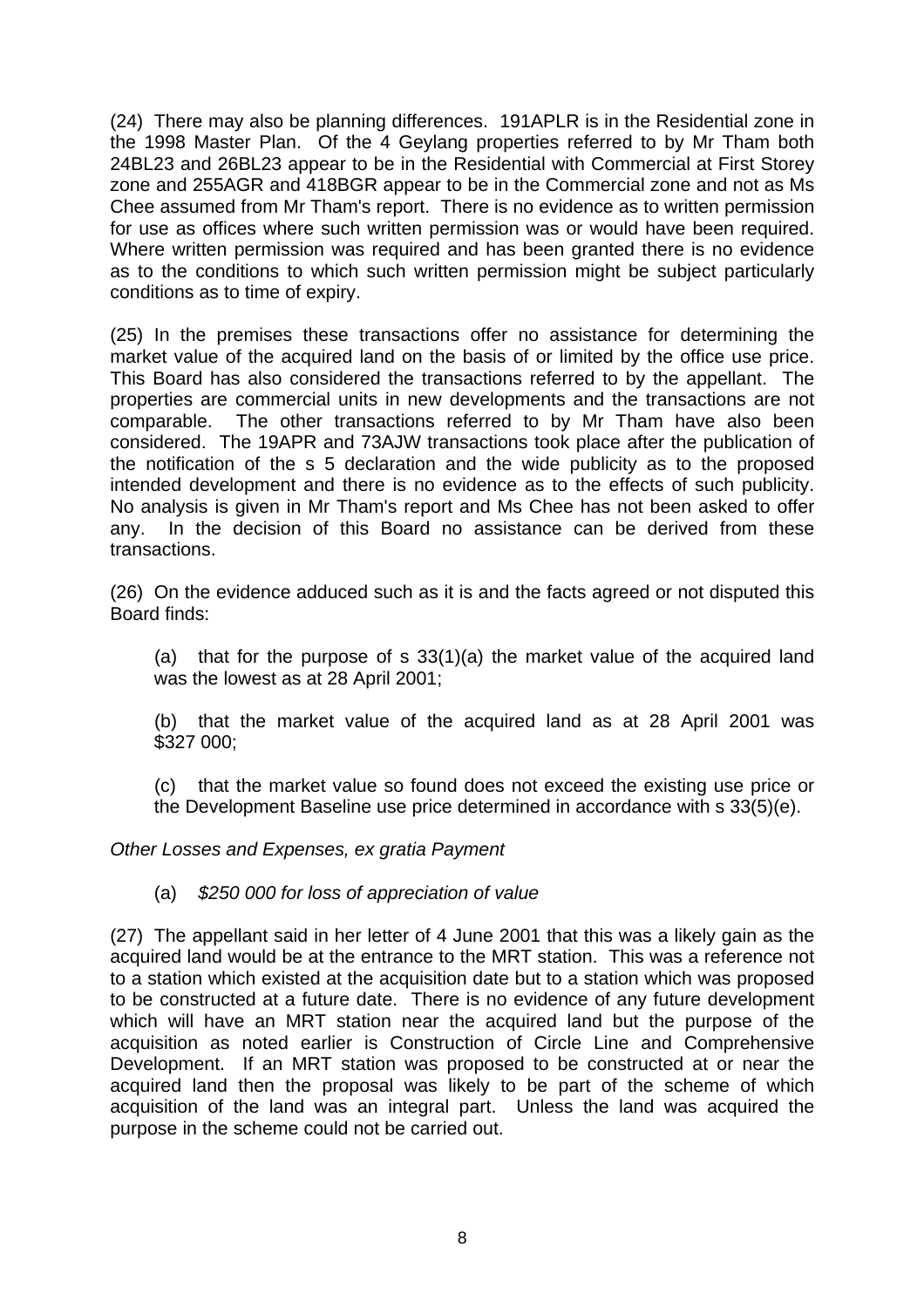(24) There may also be planning differences. 191APLR is in the Residential zone in the 1998 Master Plan. Of the 4 Geylang properties referred to by Mr Tham both 24BL23 and 26BL23 appear to be in the Residential with Commercial at First Storey zone and 255AGR and 418BGR appear to be in the Commercial zone and not as Ms Chee assumed from Mr Tham's report. There is no evidence as to written permission for use as offices where such written permission was or would have been required. Where written permission was required and has been granted there is no evidence as to the conditions to which such written permission might be subject particularly conditions as to time of expiry.

(25) In the premises these transactions offer no assistance for determining the market value of the acquired land on the basis of or limited by the office use price. This Board has also considered the transactions referred to by the appellant. The properties are commercial units in new developments and the transactions are not comparable. The other transactions referred to by Mr Tham have also been considered. The 19APR and 73AJW transactions took place after the publication of the notification of the s 5 declaration and the wide publicity as to the proposed intended development and there is no evidence as to the effects of such publicity. No analysis is given in Mr Tham's report and Ms Chee has not been asked to offer any. In the decision of this Board no assistance can be derived from these transactions.

(26) On the evidence adduced such as it is and the facts agreed or not disputed this Board finds:

(a) that for the purpose of s 33(1)(a) the market value of the acquired land was the lowest as at 28 April 2001;

(b) that the market value of the acquired land as at 28 April 2001 was $327 000;

(c) that the market value so found does not exceed the existing use price or the Development Baseline use price determined in accordance with s 33(5)(e).

*Other Losses and Expenses, ex gratia Payment*

(a) *$250 000 for loss of appreciation of value*

(27) The appellant said in her letter of 4 June 2001 that this was a likely gain as the acquired land would be at the entrance to the MRT station. This was a reference not to a station which existed at the acquisition date but to a station which was proposed to be constructed at a future date. There is no evidence of any future development which will have an MRT station near the acquired land but the purpose of the acquisition as noted earlier is Construction of Circle Line and Comprehensive Development. If an MRT station was proposed to be constructed at or near the acquired land then the proposal was likely to be part of the scheme of which acquisition of the land was an integral part. Unless the land was acquired the purpose in the scheme could not be carried out.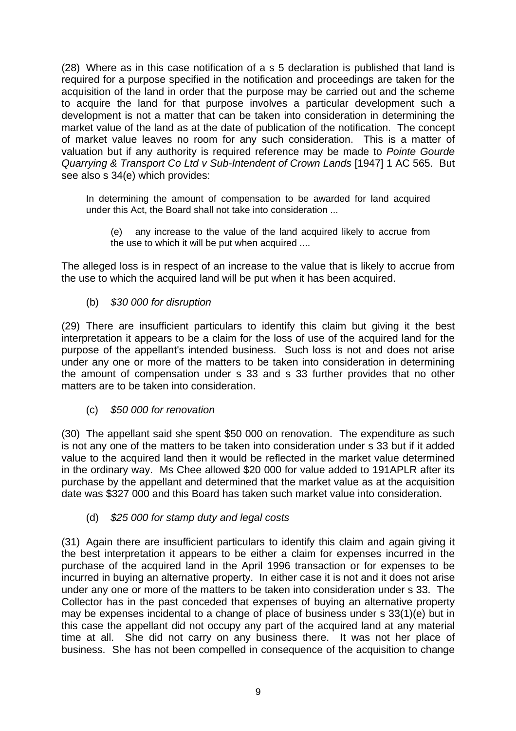(28) Where as in this case notification of a s 5 declaration is published that land is required for a purpose specified in the notification and proceedings are taken for the acquisition of the land in order that the purpose may be carried out and the scheme to acquire the land for that purpose involves a particular development such a development is not a matter that can be taken into consideration in determining the market value of the land as at the date of publication of the notification. The concept of market value leaves no room for any such consideration. This is a matter of valuation but if any authority is required reference may be made to *Pointe Gourde Quarrying & Transport Co Ltd v Sub-Intendent of Crown Lands* [1947] 1 AC 565. But see also s 34(e) which provides:

> In determining the amount of compensation to be awarded for land acquired under this Act, the Board shall not take into consideration ...
>
> (e) any increase to the value of the land acquired likely to accrue from the use to which it will be put when acquired ....

The alleged loss is in respect of an increase to the value that is likely to accrue from the use to which the acquired land will be put when it has been acquired.

(b) *$30 000 for disruption*

(29) There are insufficient particulars to identify this claim but giving it the best interpretation it appears to be a claim for the loss of use of the acquired land for the purpose of the appellant's intended business. Such loss is not and does not arise under any one or more of the matters to be taken into consideration in determining the amount of compensation under s 33 and s 33 further provides that no other matters are to be taken into consideration.

(c) *$50 000 for renovation*

(30) The appellant said she spent $50 000 on renovation. The expenditure as such is not any one of the matters to be taken into consideration under s 33 but if it added value to the acquired land then it would be reflected in the market value determined in the ordinary way. Ms Chee allowed $20 000 for value added to 191APLR after its purchase by the appellant and determined that the market value as at the acquisition date was $327 000 and this Board has taken such market value into consideration.

(d) *$25 000 for stamp duty and legal costs*

(31) Again there are insufficient particulars to identify this claim and again giving it the best interpretation it appears to be either a claim for expenses incurred in the purchase of the acquired land in the April 1996 transaction or for expenses to be incurred in buying an alternative property. In either case it is not and it does not arise under any one or more of the matters to be taken into consideration under s 33. The Collector has in the past conceded that expenses of buying an alternative property may be expenses incidental to a change of place of business under s 33(1)(e) but in this case the appellant did not occupy any part of the acquired land at any material time at all. She did not carry on any business there. It was not her place of business. She has not been compelled in consequence of the acquisition to change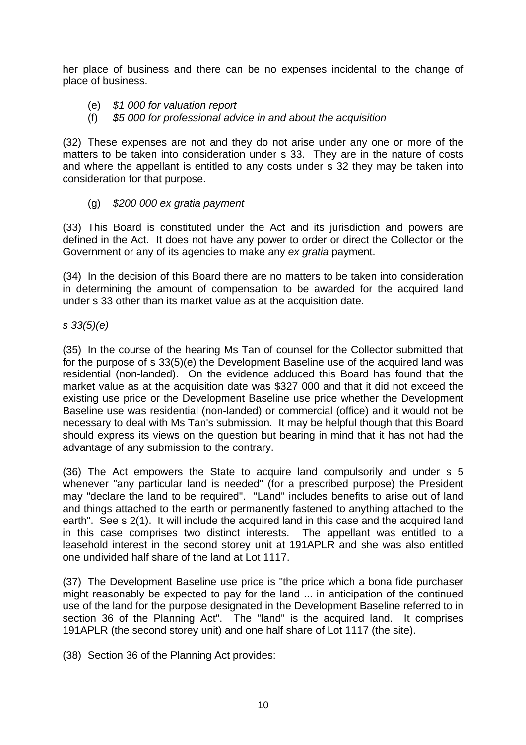her place of business and there can be no expenses incidental to the change of place of business.

(e) *$1 000 for valuation report*

(f) *$5 000 for professional advice in and about the acquisition*

(32) These expenses are not and they do not arise under any one or more of the matters to be taken into consideration under s 33. They are in the nature of costs and where the appellant is entitled to any costs under s 32 they may be taken into consideration for that purpose.

(g) *$200 000 ex gratia payment*

(33) This Board is constituted under the Act and its jurisdiction and powers are defined in the Act. It does not have any power to order or direct the Collector or the Government or any of its agencies to make any *ex gratia* payment.

(34) In the decision of this Board there are no matters to be taken into consideration in determining the amount of compensation to be awarded for the acquired land under s 33 other than its market value as at the acquisition date.

*s 33(5)(e)*

(35) In the course of the hearing Ms Tan of counsel for the Collector submitted that for the purpose of s 33(5)(e) the Development Baseline use of the acquired land was residential (non-landed). On the evidence adduced this Board has found that the market value as at the acquisition date was $327 000 and that it did not exceed the existing use price or the Development Baseline use price whether the Development Baseline use was residential (non-landed) or commercial (office) and it would not be necessary to deal with Ms Tan's submission. It may be helpful though that this Board should express its views on the question but bearing in mind that it has not had the advantage of any submission to the contrary.

(36) The Act empowers the State to acquire land compulsorily and under s 5 whenever "any particular land is needed" (for a prescribed purpose) the President may "declare the land to be required". "Land" includes benefits to arise out of land and things attached to the earth or permanently fastened to anything attached to the earth". See s 2(1). It will include the acquired land in this case and the acquired land in this case comprises two distinct interests. The appellant was entitled to a leasehold interest in the second storey unit at 191APLR and she was also entitled one undivided half share of the land at Lot 1117.

(37) The Development Baseline use price is "the price which a bona fide purchaser might reasonably be expected to pay for the land ... in anticipation of the continued use of the land for the purpose designated in the Development Baseline referred to in section 36 of the Planning Act". The "land" is the acquired land. It comprises 191APLR (the second storey unit) and one half share of Lot 1117 (the site).

(38) Section 36 of the Planning Act provides: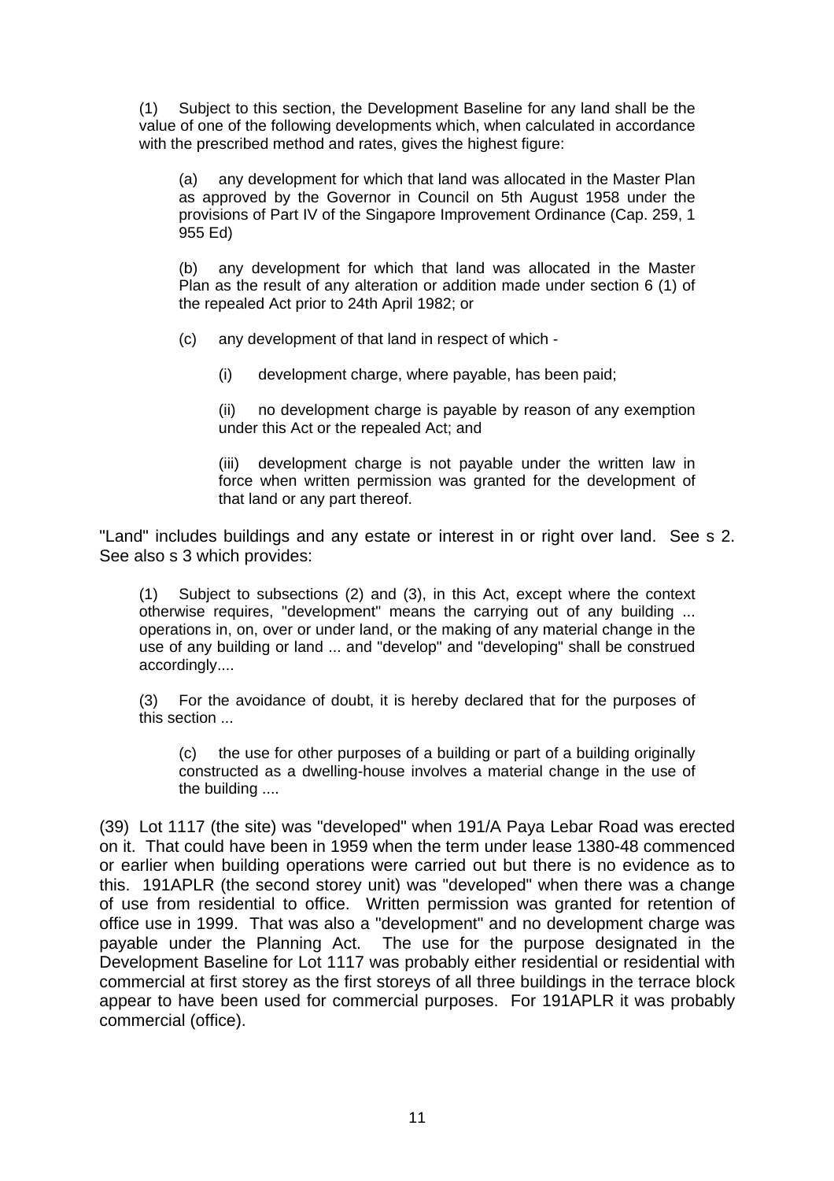> (1) Subject to this section, the Development Baseline for any land shall be the value of one of the following developments which, when calculated in accordance with the prescribed method and rates, gives the highest figure:
>
> (a) any development for which that land was allocated in the Master Plan as approved by the Governor in Council on 5th August 1958 under the provisions of Part IV of the Singapore Improvement Ordinance (Cap. 259, 1 955 Ed)
>
> (b) any development for which that land was allocated in the Master Plan as the result of any alteration or addition made under section 6 (1) of the repealed Act prior to 24th April 1982; or
>
> (c) any development of that land in respect of which -
>
> (i) development charge, where payable, has been paid;
>
> (ii) no development charge is payable by reason of any exemption under this Act or the repealed Act; and
>
> (iii) development charge is not payable under the written law in force when written permission was granted for the development of that land or any part thereof.

"Land" includes buildings and any estate or interest in or right over land. See s 2. See also s 3 which provides:

> (1) Subject to subsections (2) and (3), in this Act, except where the context otherwise requires, "development" means the carrying out of any building ... operations in, on, over or under land, or the making of any material change in the use of any building or land ... and "develop" and "developing" shall be construed accordingly....
>
> (3) For the avoidance of doubt, it is hereby declared that for the purposes of this section ...
>
> (c) the use for other purposes of a building or part of a building originally constructed as a dwelling-house involves a material change in the use of the building ....

(39) Lot 1117 (the site) was "developed" when 191/A Paya Lebar Road was erected on it. That could have been in 1959 when the term under lease 1380-48 commenced or earlier when building operations were carried out but there is no evidence as to this. 191APLR (the second storey unit) was "developed" when there was a change of use from residential to office. Written permission was granted for retention of office use in 1999. That was also a "development" and no development charge was payable under the Planning Act. The use for the purpose designated in the Development Baseline for Lot 1117 was probably either residential or residential with commercial at first storey as the first storeys of all three buildings in the terrace block appear to have been used for commercial purposes. For 191APLR it was probably commercial (office).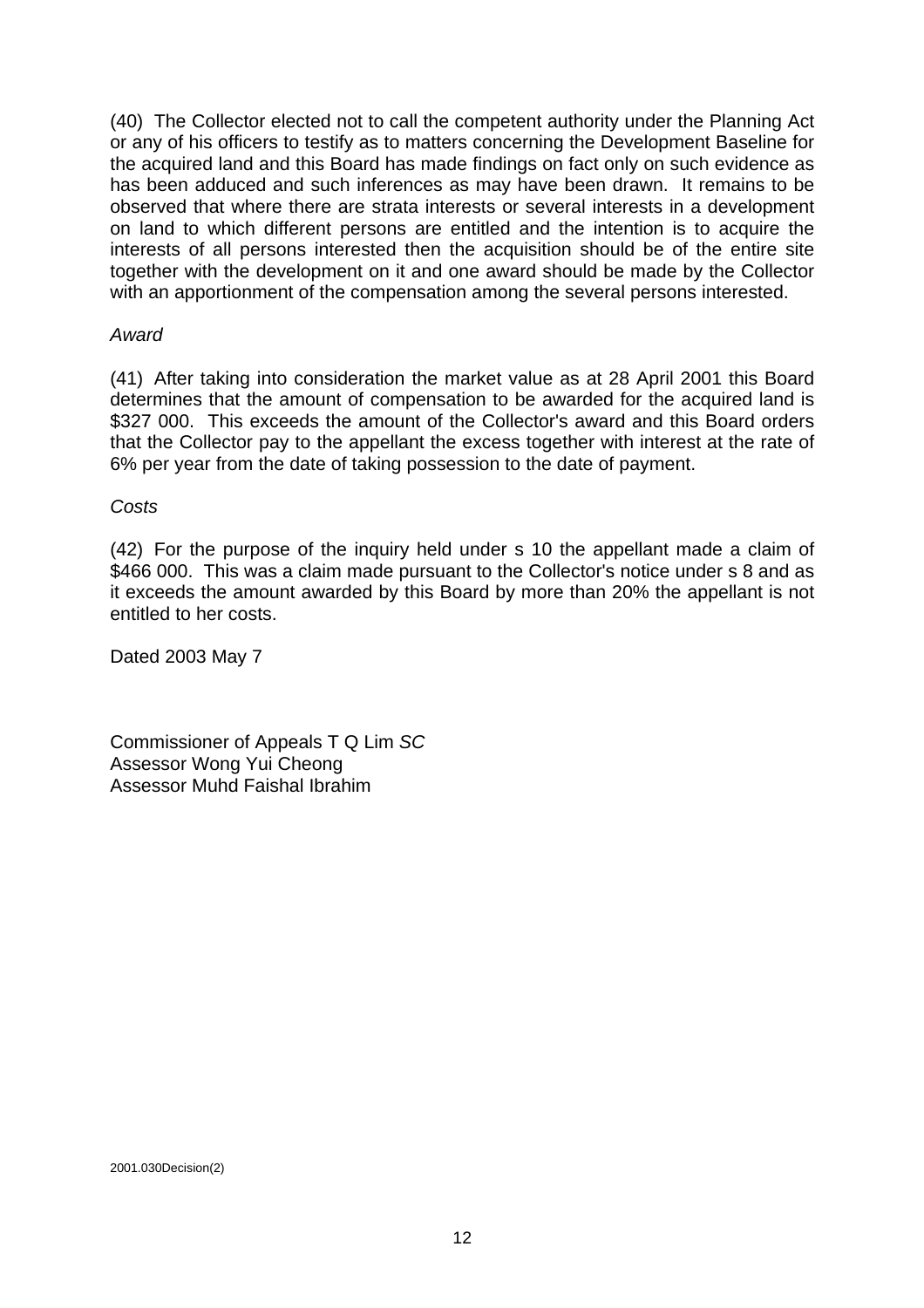(40) The Collector elected not to call the competent authority under the Planning Act or any of his officers to testify as to matters concerning the Development Baseline for the acquired land and this Board has made findings on fact only on such evidence as has been adduced and such inferences as may have been drawn. It remains to be observed that where there are strata interests or several interests in a development on land to which different persons are entitled and the intention is to acquire the interests of all persons interested then the acquisition should be of the entire site together with the development on it and one award should be made by the Collector with an apportionment of the compensation among the several persons interested.

*Award*

(41) After taking into consideration the market value as at 28 April 2001 this Board determines that the amount of compensation to be awarded for the acquired land is $327 000. This exceeds the amount of the Collector's award and this Board orders that the Collector pay to the appellant the excess together with interest at the rate of 6% per year from the date of taking possession to the date of payment.

*Costs*

(42) For the purpose of the inquiry held under s 10 the appellant made a claim of $466 000. This was a claim made pursuant to the Collector's notice under s 8 and as it exceeds the amount awarded by this Board by more than 20% the appellant is not entitled to her costs.

Dated 2003 May 7

Commissioner of Appeals T Q Lim *SC*
Assessor Wong Yui Cheong
Assessor Muhd Faishal Ibrahim

2001.030Decision(2)